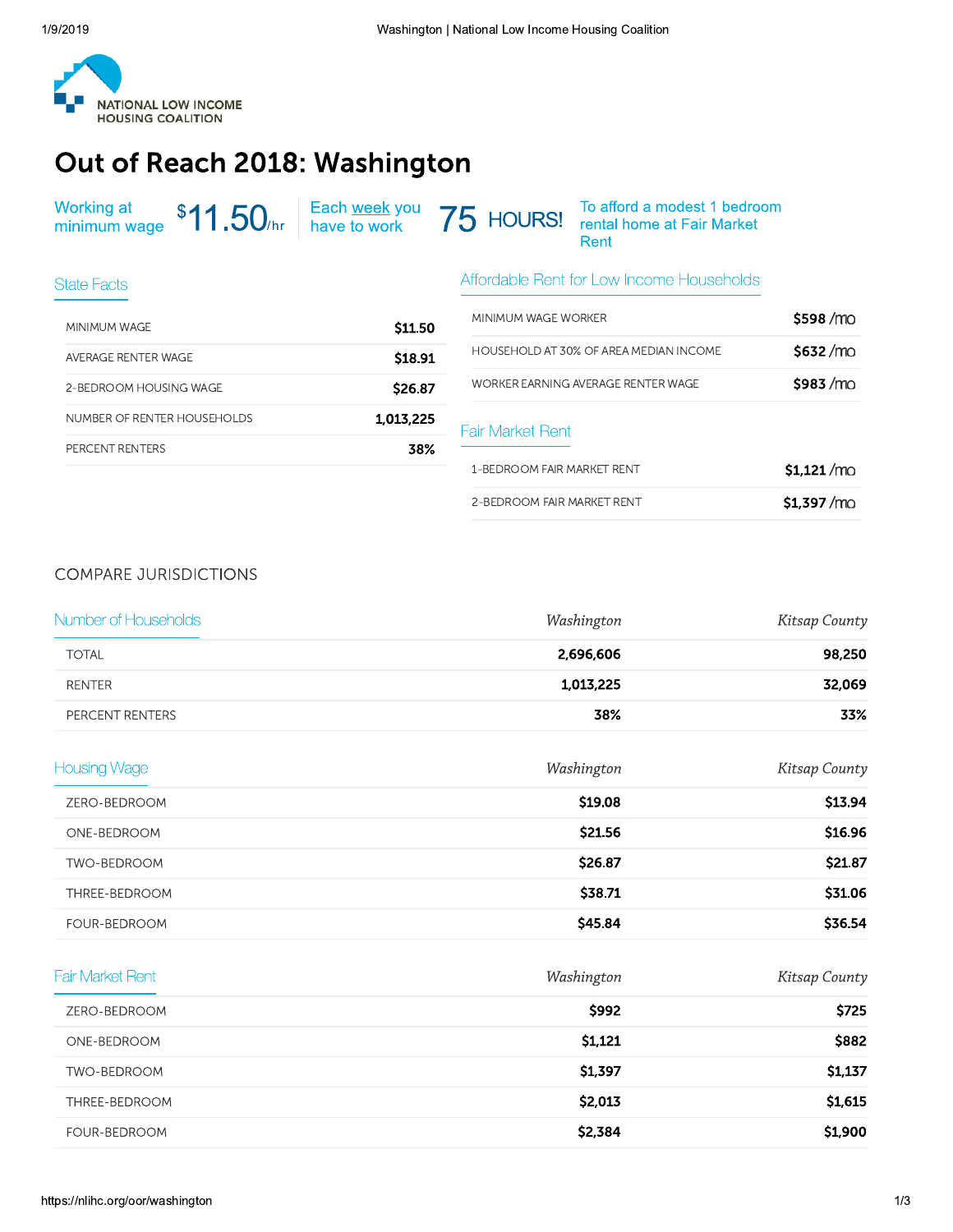NATIONAL LOW INCOME HOUSING COALITION

# Out of Reach 2018: Washington

Working at minimum wage **$11.50/hr** | Each week you have to work **75 HOURS!** | To afford a modest 1 bedroom rental home at Fair Market Rent

## State Facts

| | |
|---|---|
| MINIMUM WAGE | $11.50 |
| AVERAGE RENTER WAGE | $18.91 |
| 2-BEDROOM HOUSING WAGE | $26.87 |
| NUMBER OF RENTER HOUSEHOLDS | 1,013,225 |
| PERCENT RENTERS | 38% |

## Affordable Rent for Low Income Households

| | |
|---|---|
| MINIMUM WAGE WORKER | $598 /mo |
| HOUSEHOLD AT 30% OF AREA MEDIAN INCOME | $632 /mo |
| WORKER EARNING AVERAGE RENTER WAGE | $983 /mo |

## Fair Market Rent

| | |
|---|---|
| 1-BEDROOM FAIR MARKET RENT | $1,121 /mo |
| 2-BEDROOM FAIR MARKET RENT | $1,397 /mo |

## COMPARE JURISDICTIONS

### Number of Households

| | *Washington* | *Kitsap County* |
|---|---|---|
| TOTAL | 2,696,606 | 98,250 |
| RENTER | 1,013,225 | 32,069 |
| PERCENT RENTERS | 38% | 33% |

### Housing Wage

| | *Washington* | *Kitsap County* |
|---|---|---|
| ZERO-BEDROOM | $19.08 | $13.94 |
| ONE-BEDROOM | $21.56 | $16.96 |
| TWO-BEDROOM | $26.87 | $21.87 |
| THREE-BEDROOM | $38.71 | $31.06 |
| FOUR-BEDROOM | $45.84 | $36.54 |

### Fair Market Rent

| | *Washington* | *Kitsap County* |
|---|---|---|
| ZERO-BEDROOM | $992 | $725 |
| ONE-BEDROOM | $1,121 | $882 |
| TWO-BEDROOM | $1,397 | $1,137 |
| THREE-BEDROOM | $2,013 | $1,615 |
| FOUR-BEDROOM | $2,384 | $1,900 |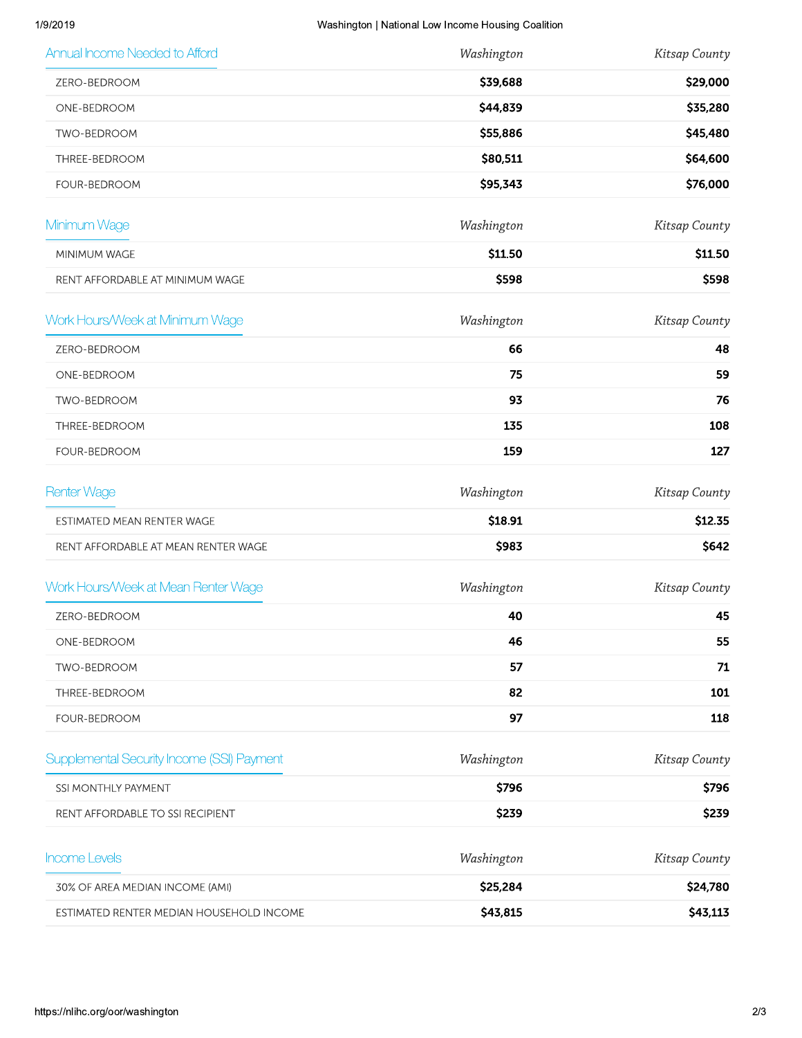| Annual Income Needed to Afford | *Washington* | *Kitsap County* |
|---|---|---|
| ZERO-BEDROOM | **$39,688** | **$29,000** |
| ONE-BEDROOM | **$44,839** | **$35,280** |
| TWO-BEDROOM | **$55,886** | **$45,480** |
| THREE-BEDROOM | **$80,511** | **$64,600** |
| FOUR-BEDROOM | **$95,343** | **$76,000** |

| Minimum Wage | *Washington* | *Kitsap County* |
|---|---|---|
| MINIMUM WAGE | **$11.50** | **$11.50** |
| RENT AFFORDABLE AT MINIMUM WAGE | **$598** | **$598** |

| Work Hours/Week at Minimum Wage | *Washington* | *Kitsap County* |
|---|---|---|
| ZERO-BEDROOM | **66** | **48** |
| ONE-BEDROOM | **75** | **59** |
| TWO-BEDROOM | **93** | **76** |
| THREE-BEDROOM | **135** | **108** |
| FOUR-BEDROOM | **159** | **127** |

| Renter Wage | *Washington* | *Kitsap County* |
|---|---|---|
| ESTIMATED MEAN RENTER WAGE | **$18.91** | **$12.35** |
| RENT AFFORDABLE AT MEAN RENTER WAGE | **$983** | **$642** |

| Work Hours/Week at Mean Renter Wage | *Washington* | *Kitsap County* |
|---|---|---|
| ZERO-BEDROOM | **40** | **45** |
| ONE-BEDROOM | **46** | **55** |
| TWO-BEDROOM | **57** | **71** |
| THREE-BEDROOM | **82** | **101** |
| FOUR-BEDROOM | **97** | **118** |

| Supplemental Security Income (SSI) Payment | *Washington* | *Kitsap County* |
|---|---|---|
| SSI MONTHLY PAYMENT | **$796** | **$796** |
| RENT AFFORDABLE TO SSI RECIPIENT | **$239** | **$239** |

| Income Levels | *Washington* | *Kitsap County* |
|---|---|---|
| 30% OF AREA MEDIAN INCOME (AMI) | **$25,284** | **$24,780** |
| ESTIMATED RENTER MEDIAN HOUSEHOLD INCOME | **$43,815** | **$43,113** |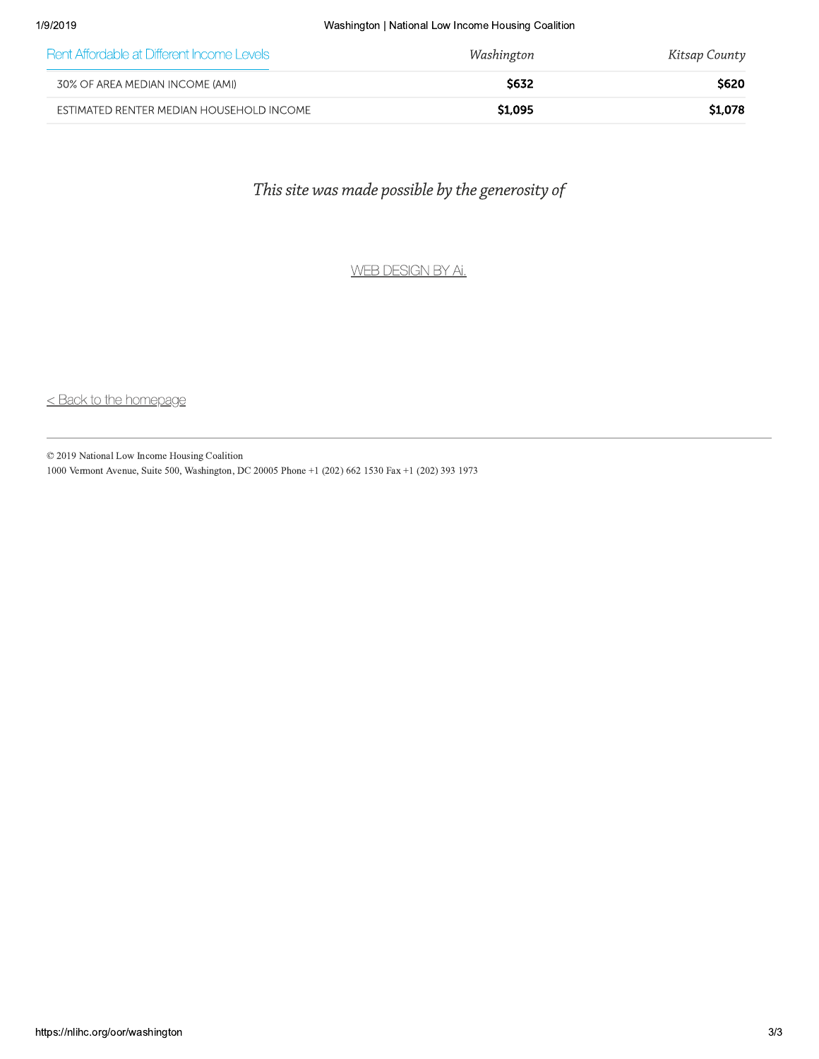| Rent Affordable at Different Income Levels | *Washington* | *Kitsap County* |
|---|---|---|
| 30% OF AREA MEDIAN INCOME (AMI) | **$632** | **$620** |
| ESTIMATED RENTER MEDIAN HOUSEHOLD INCOME | **$1,095** | **$1,078** |

*This site was made possible by the generosity of*

WEB DESIGN BY Ai.

< Back to the homepage

© 2019 National Low Income Housing Coalition
1000 Vermont Avenue, Suite 500, Washington, DC 20005 Phone +1 (202) 662 1530 Fax +1 (202) 393 1973